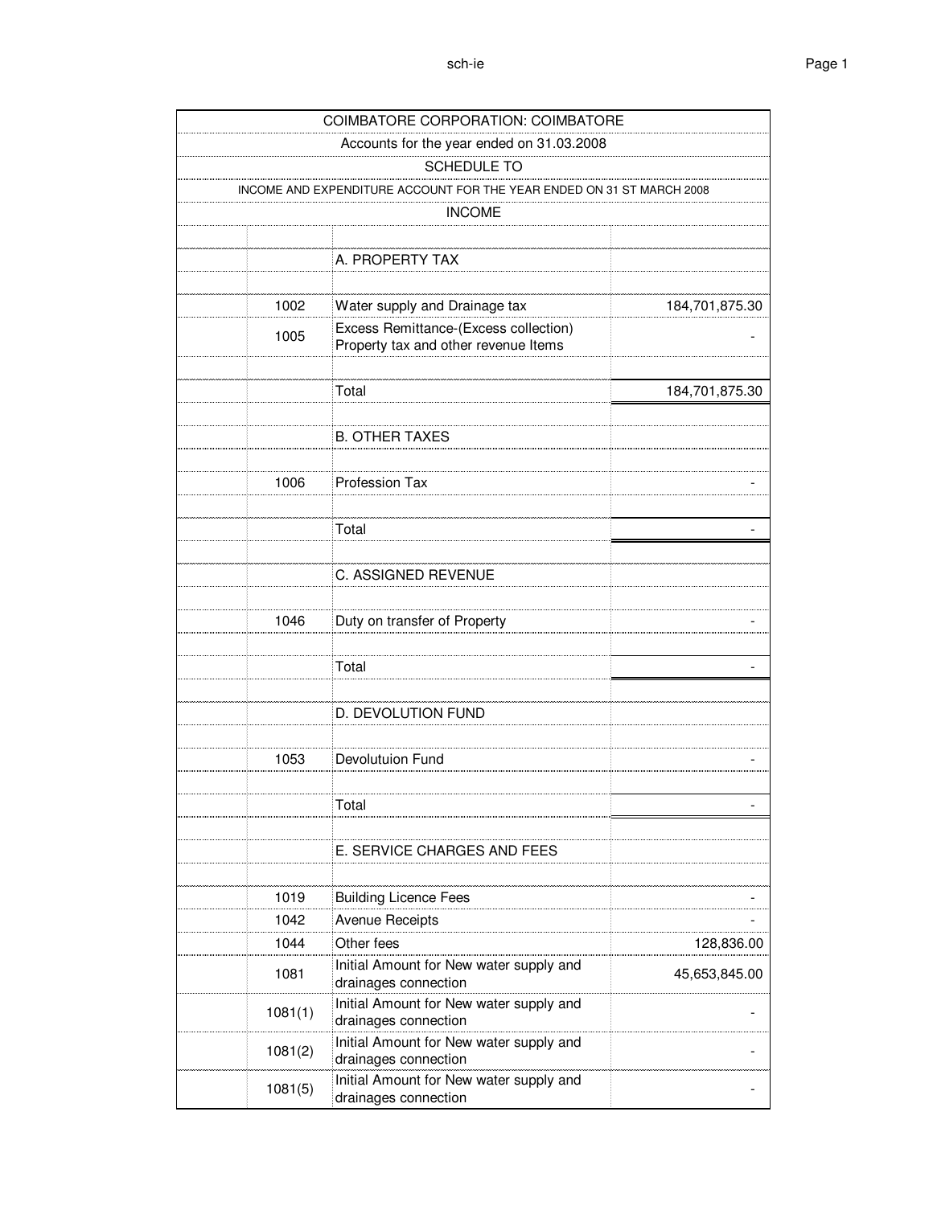COIMBATORE CORPORATION: COIMBATORE

Accounts for the year ended on 31.03.2008

SCHEDULE TO

INCOME AND EXPENDITURE ACCOUNT FOR THE YEAR ENDED ON 31 ST MARCH 2008

INCOME

| Code | Particulars | Amount |
|---|---|---|
| | A. PROPERTY TAX | |
| 1002 | Water supply and Drainage tax | 184,701,875.30 |
| 1005 | Excess Remittance-(Excess collection) Property tax and other revenue Items | - |
| | Total | 184,701,875.30 |
| | B. OTHER TAXES | |
| 1006 | Profession Tax | - |
| | Total | - |
| | C. ASSIGNED REVENUE | |
| 1046 | Duty on transfer of Property | - |
| | Total | - |
| | D. DEVOLUTION FUND | |
| 1053 | Devolutuion Fund | - |
| | Total | - |
| | E. SERVICE CHARGES AND FEES | |
| 1019 | Building Licence Fees | - |
| 1042 | Avenue Receipts | - |
| 1044 | Other fees | 128,836.00 |
| 1081 | Initial Amount for New water supply and drainages connection | 45,653,845.00 |
| 1081(1) | Initial Amount for New water supply and drainages connection | - |
| 1081(2) | Initial Amount for New water supply and drainages connection | - |
| 1081(5) | Initial Amount for New water supply and drainages connection | - |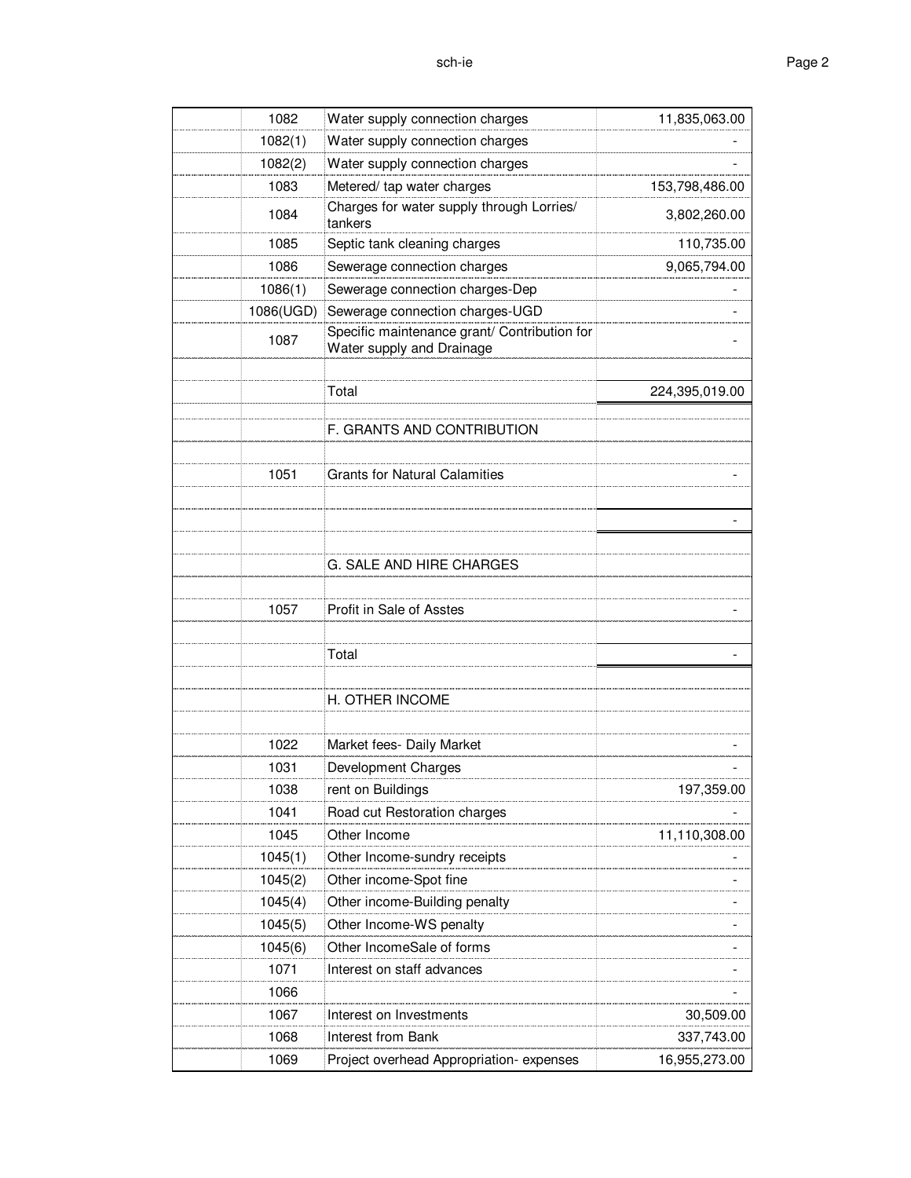| | | | |
|---|---|---|---|
| | 1082 | Water supply connection charges | 11,835,063.00 |
| | 1082(1) | Water supply connection charges | - |
| | 1082(2) | Water supply connection charges | - |
| | 1083 | Metered/ tap water charges | 153,798,486.00 |
| | 1084 | Charges for water supply through Lorries/ tankers | 3,802,260.00 |
| | 1085 | Septic tank cleaning charges | 110,735.00 |
| | 1086 | Sewerage connection charges | 9,065,794.00 |
| | 1086(1) | Sewerage connection charges-Dep | - |
| | 1086(UGD) | Sewerage connection charges-UGD | - |
| | 1087 | Specific maintenance grant/ Contribution for Water supply and Drainage | - |
| | | | |
| | | Total | 224,395,019.00 |
| | | | |
| | | F. GRANTS AND CONTRIBUTION | |
| | | | |
| | 1051 | Grants for Natural Calamities | - |
| | | | |
| | | | - |
| | | | |
| | | G. SALE AND HIRE CHARGES | |
| | | | |
| | 1057 | Profit in Sale of Asstes | - |
| | | | |
| | | Total | - |
| | | | |
| | | H. OTHER INCOME | |
| | | | |
| | 1022 | Market fees- Daily Market | - |
| | 1031 | Development Charges | - |
| | 1038 | rent on Buildings | 197,359.00 |
| | 1041 | Road cut Restoration charges | - |
| | 1045 | Other Income | 11,110,308.00 |
| | 1045(1) | Other Income-sundry receipts | - |
| | 1045(2) | Other income-Spot fine | - |
| | 1045(4) | Other income-Building penalty | - |
| | 1045(5) | Other Income-WS penalty | - |
| | 1045(6) | Other IncomeSale of forms | - |
| | 1071 | Interest on staff advances | - |
| | 1066 | | - |
| | 1067 | Interest on Investments | 30,509.00 |
| | 1068 | Interest from Bank | 337,743.00 |
| | 1069 | Project overhead Appropriation- expenses | 16,955,273.00 |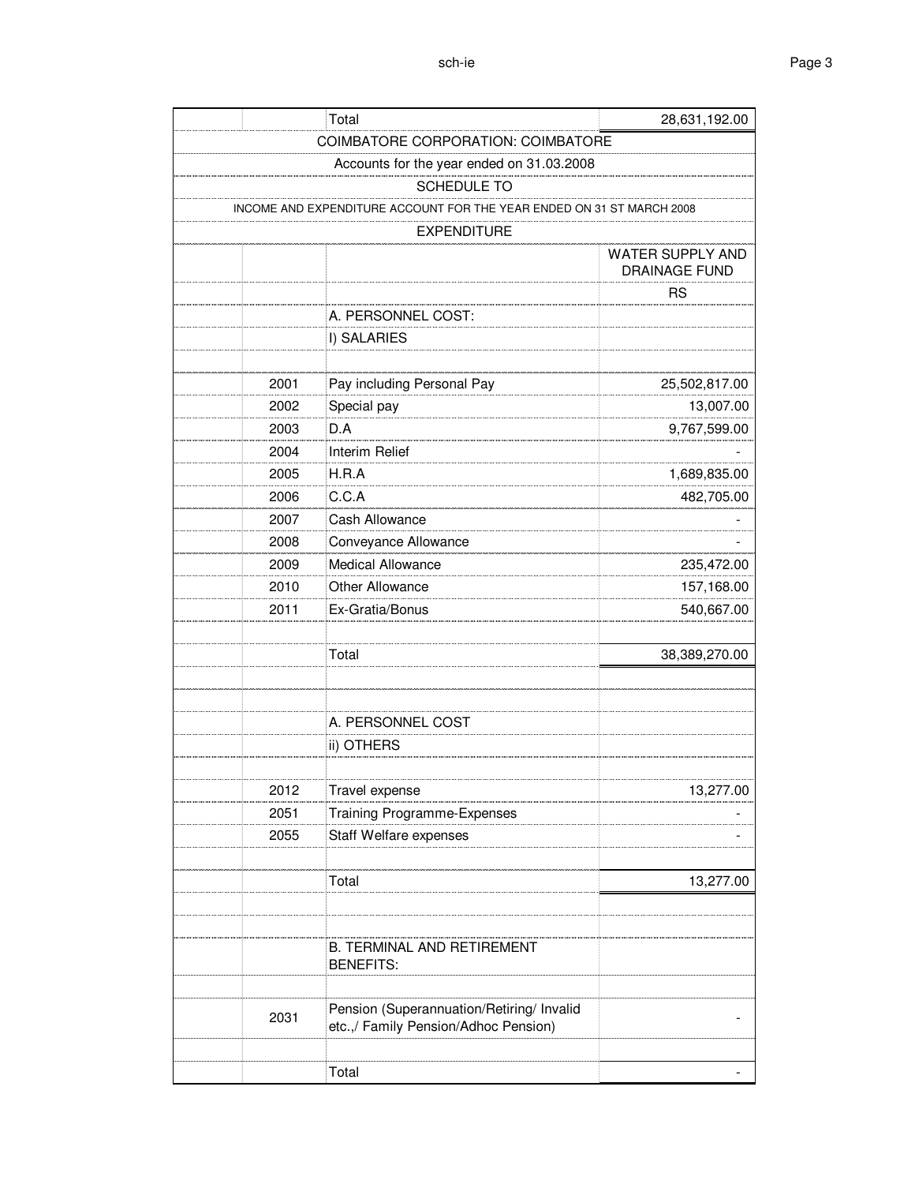| | | Total | 28,631,192.00 |
|---|---|---|---|

COIMBATORE CORPORATION: COIMBATORE

Accounts for the year ended on 31.03.2008

SCHEDULE TO

INCOME AND EXPENDITURE ACCOUNT FOR THE YEAR ENDED ON 31 ST MARCH 2008

EXPENDITURE

| | | | WATER SUPPLY AND DRAINAGE FUND |
|---|---|---|---|
| | | | RS |
| | | A. PERSONNEL COST: | |
| | | I) SALARIES | |
| | | | |
| | 2001 | Pay including Personal Pay | 25,502,817.00 |
| | 2002 | Special pay | 13,007.00 |
| | 2003 | D.A | 9,767,599.00 |
| | 2004 | Interim Relief | - |
| | 2005 | H.R.A | 1,689,835.00 |
| | 2006 | C.C.A | 482,705.00 |
| | 2007 | Cash Allowance | - |
| | 2008 | Conveyance Allowance | - |
| | 2009 | Medical Allowance | 235,472.00 |
| | 2010 | Other Allowance | 157,168.00 |
| | 2011 | Ex-Gratia/Bonus | 540,667.00 |
| | | | |
| | | Total | 38,389,270.00 |
| | | | |
| | | | |
| | | A. PERSONNEL COST | |
| | | ii) OTHERS | |
| | | | |
| | 2012 | Travel expense | 13,277.00 |
| | 2051 | Training Programme-Expenses | - |
| | 2055 | Staff Welfare expenses | - |
| | | | |
| | | Total | 13,277.00 |
| | | | |
| | | | |
| | | B. TERMINAL AND RETIREMENT BENEFITS: | |
| | | | |
| | 2031 | Pension (Superannuation/Retiring/ Invalid etc.,/ Family Pension/Adhoc Pension) | - |
| | | | |
| | | Total | - |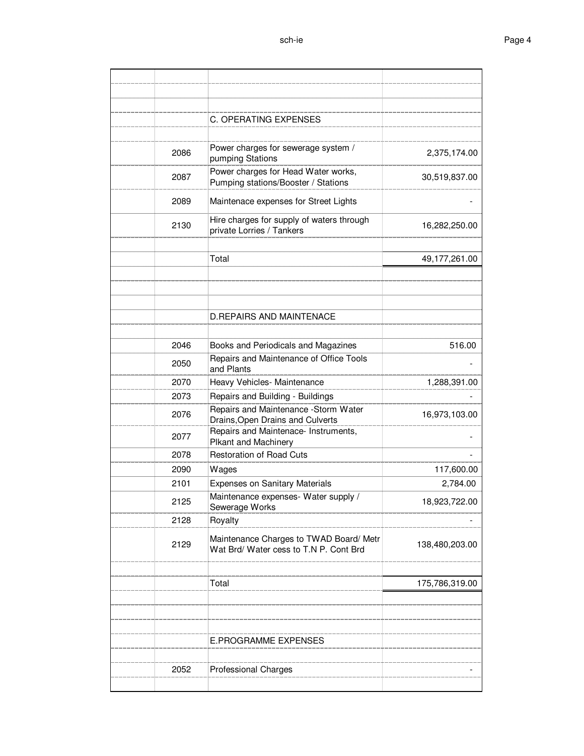| | | | |
|---|---|---|---|
| | | C. OPERATING EXPENSES | |
| | 2086 | Power charges for sewerage system / pumping Stations | 2,375,174.00 |
| | 2087 | Power charges for Head Water works, Pumping stations/Booster / Stations | 30,519,837.00 |
| | 2089 | Maintenace expenses for Street Lights | - |
| | 2130 | Hire charges for supply of waters through private Lorries / Tankers | 16,282,250.00 |
| | | Total | 49,177,261.00 |
| | | D.REPAIRS AND MAINTENACE | |
| | 2046 | Books and Periodicals and Magazines | 516.00 |
| | 2050 | Repairs and Maintenance of Office Tools and Plants | - |
| | 2070 | Heavy Vehicles- Maintenance | 1,288,391.00 |
| | 2073 | Repairs and Building - Buildings | - |
| | 2076 | Repairs and Maintenance -Storm Water Drains,Open Drains and Culverts | 16,973,103.00 |
| | 2077 | Repairs and Maintenace- Instruments, Plkant and Machinery | - |
| | 2078 | Restoration of Road Cuts | - |
| | 2090 | Wages | 117,600.00 |
| | 2101 | Expenses on Sanitary Materials | 2,784.00 |
| | 2125 | Maintenance expenses- Water supply / Sewerage Works | 18,923,722.00 |
| | 2128 | Royalty | - |
| | 2129 | Maintenance Charges to TWAD Board/ Metr Wat Brd/ Water cess to T.N P. Cont Brd | 138,480,203.00 |
| | | Total | 175,786,319.00 |
| | | E.PROGRAMME EXPENSES | |
| | 2052 | Professional Charges | - |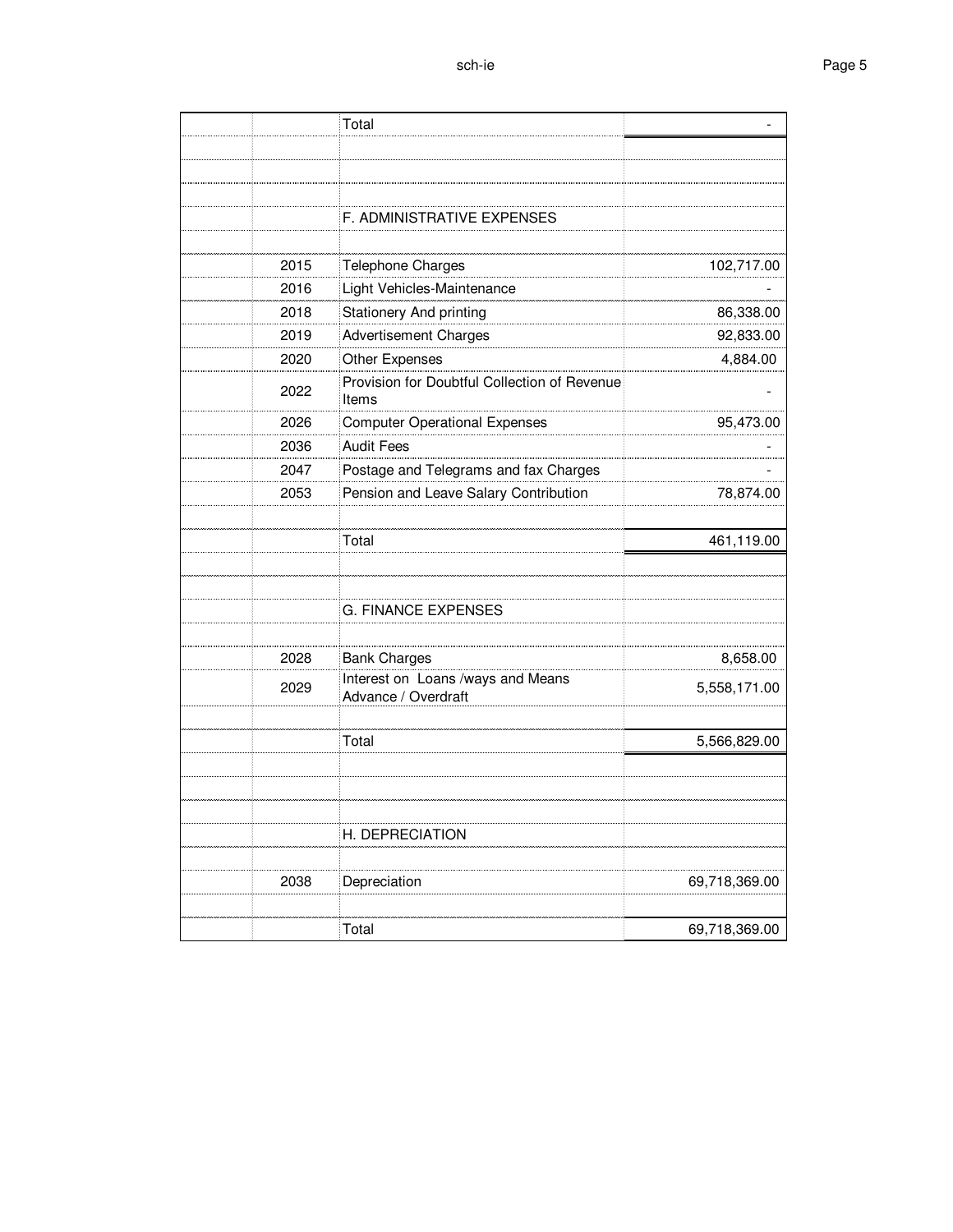| | | | |
|---|---|---|---|
| | | Total | - |
| | | | |
| | | | |
| | | | |
| | | F. ADMINISTRATIVE EXPENSES | |
| | | | |
| | 2015 | Telephone Charges | 102,717.00 |
| | 2016 | Light Vehicles-Maintenance | - |
| | 2018 | Stationery And printing | 86,338.00 |
| | 2019 | Advertisement Charges | 92,833.00 |
| | 2020 | Other Expenses | 4,884.00 |
| | 2022 | Provision for Doubtful Collection of Revenue Items | - |
| | 2026 | Computer Operational Expenses | 95,473.00 |
| | 2036 | Audit Fees | - |
| | 2047 | Postage and Telegrams and fax Charges | - |
| | 2053 | Pension and Leave Salary Contribution | 78,874.00 |
| | | | |
| | | Total | 461,119.00 |
| | | | |
| | | | |
| | | G. FINANCE EXPENSES | |
| | | | |
| | 2028 | Bank Charges | 8,658.00 |
| | 2029 | Interest on Loans /ways and Means Advance / Overdraft | 5,558,171.00 |
| | | | |
| | | Total | 5,566,829.00 |
| | | | |
| | | | |
| | | | |
| | | H. DEPRECIATION | |
| | | | |
| | 2038 | Depreciation | 69,718,369.00 |
| | | | |
| | | Total | 69,718,369.00 |